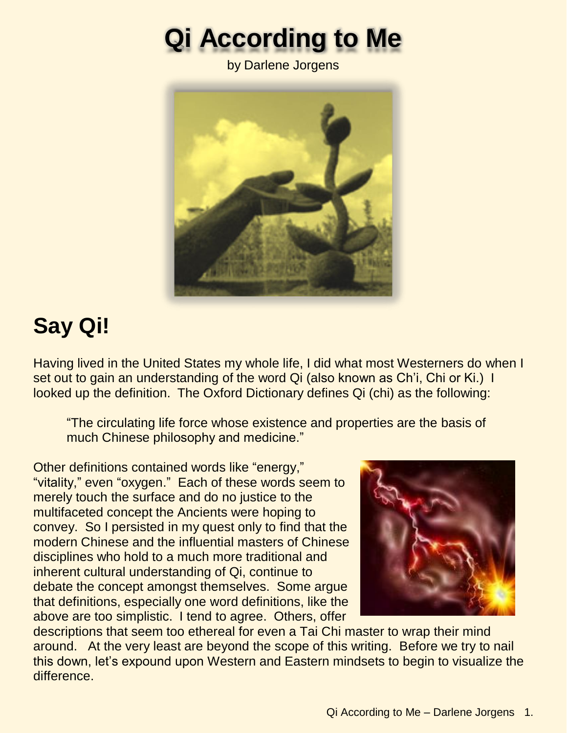# Qi According to Me

by Darlene Jorgens

## Say Qi!

Having lived in the United States my whole life, I did what most Westerners do when I set out to gain an understanding of the word Qi (also known as Ch'i, Chi or Ki.) I looked up the definition. The Oxford Dictionary defines Qi (chi) as the following:

> "The circulating life force whose existence and properties are the basis of much Chinese philosophy and medicine."

Other definitions contained words like "energy," "vitality," even "oxygen." Each of these words seem to merely touch the surface and do no justice to the multifaceted concept the Ancients were hoping to convey. So I persisted in my quest only to find that the modern Chinese and the influential masters of Chinese disciplines who hold to a much more traditional and inherent cultural understanding of Qi, continue to debate the concept amongst themselves. Some argue that definitions, especially one word definitions, like the above are too simplistic. I tend to agree. Others, offer descriptions that seem too ethereal for even a Tai Chi master to wrap their mind around. At the very least are beyond the scope of this writing. Before we try to nail this down, let's expound upon Western and Eastern mindsets to begin to visualize the difference.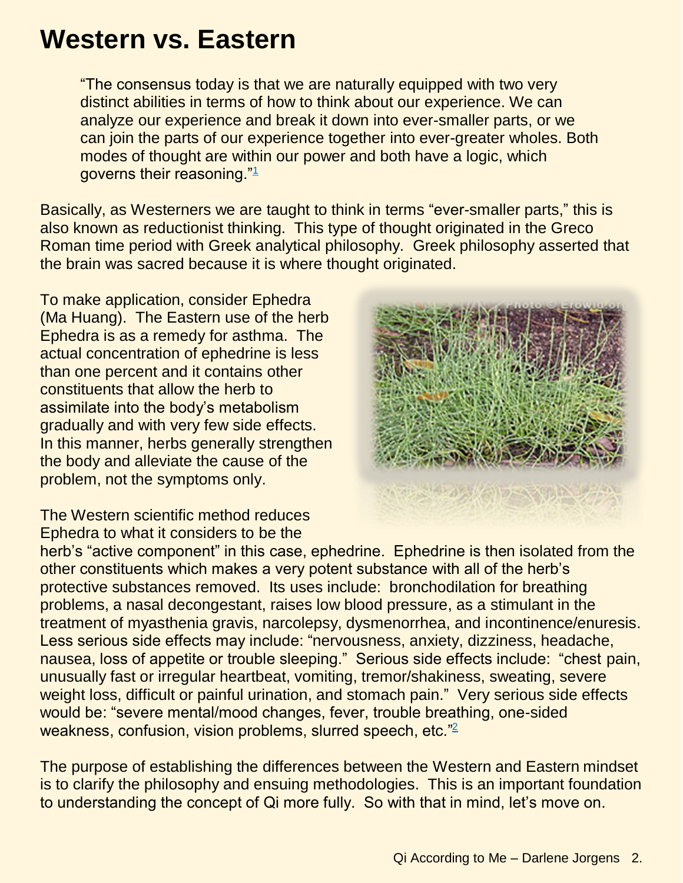# Western vs. Eastern

> "The consensus today is that we are naturally equipped with two very distinct abilities in terms of how to think about our experience. We can analyze our experience and break it down into ever-smaller parts, or we can join the parts of our experience together into ever-greater wholes. Both modes of thought are within our power and both have a logic, which governs their reasoning."[1]

Basically, as Westerners we are taught to think in terms "ever-smaller parts," this is also known as reductionist thinking. This type of thought originated in the Greco Roman time period with Greek analytical philosophy. Greek philosophy asserted that the brain was sacred because it is where thought originated.

To make application, consider Ephedra (Ma Huang). The Eastern use of the herb Ephedra is as a remedy for asthma. The actual concentration of ephedrine is less than one percent and it contains other constituents that allow the herb to assimilate into the body's metabolism gradually and with very few side effects. In this manner, herbs generally strengthen the body and alleviate the cause of the problem, not the symptoms only.

The Western scientific method reduces Ephedra to what it considers to be the herb's "active component" in this case, ephedrine. Ephedrine is then isolated from the other constituents which makes a very potent substance with all of the herb's protective substances removed. Its uses include: bronchodilation for breathing problems, a nasal decongestant, raises low blood pressure, as a stimulant in the treatment of myasthenia gravis, narcolepsy, dysmenorrhea, and incontinence/enuresis. Less serious side effects may include: "nervousness, anxiety, dizziness, headache, nausea, loss of appetite or trouble sleeping." Serious side effects include: "chest pain, unusually fast or irregular heartbeat, vomiting, tremor/shakiness, sweating, severe weight loss, difficult or painful urination, and stomach pain." Very serious side effects would be: "severe mental/mood changes, fever, trouble breathing, one-sided weakness, confusion, vision problems, slurred speech, etc."[2]

The purpose of establishing the differences between the Western and Eastern mindset is to clarify the philosophy and ensuing methodologies. This is an important foundation to understanding the concept of Qi more fully. So with that in mind, let's move on.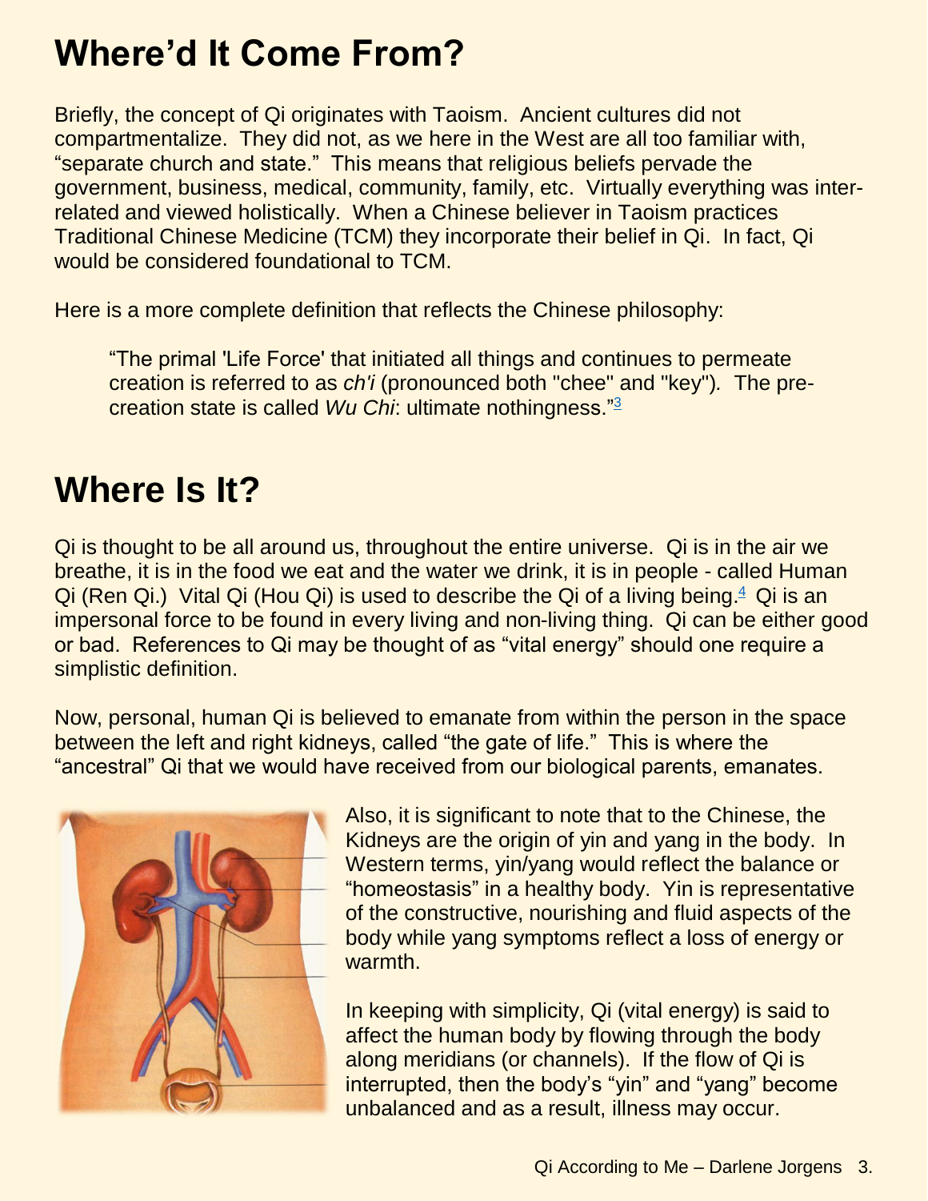# Where'd It Come From?

Briefly, the concept of Qi originates with Taoism. Ancient cultures did not compartmentalize. They did not, as we here in the West are all too familiar with, "separate church and state." This means that religious beliefs pervade the government, business, medical, community, family, etc. Virtually everything was inter-related and viewed holistically. When a Chinese believer in Taoism practices Traditional Chinese Medicine (TCM) they incorporate their belief in Qi. In fact, Qi would be considered foundational to TCM.

Here is a more complete definition that reflects the Chinese philosophy:

> "The primal 'Life Force' that initiated all things and continues to permeate creation is referred to as *ch'i* (pronounced both "chee" and "key"). The pre-creation state is called *Wu Chi*: ultimate nothingness."[3]

# Where Is It?

Qi is thought to be all around us, throughout the entire universe. Qi is in the air we breathe, it is in the food we eat and the water we drink, it is in people - called Human Qi (Ren Qi.) Vital Qi (Hou Qi) is used to describe the Qi of a living being.[4] Qi is an impersonal force to be found in every living and non-living thing. Qi can be either good or bad. References to Qi may be thought of as "vital energy" should one require a simplistic definition.

Now, personal, human Qi is believed to emanate from within the person in the space between the left and right kidneys, called "the gate of life." This is where the "ancestral" Qi that we would have received from our biological parents, emanates.

Also, it is significant to note that to the Chinese, the Kidneys are the origin of yin and yang in the body. In Western terms, yin/yang would reflect the balance or "homeostasis" in a healthy body. Yin is representative of the constructive, nourishing and fluid aspects of the body while yang symptoms reflect a loss of energy or warmth.

In keeping with simplicity, Qi (vital energy) is said to affect the human body by flowing through the body along meridians (or channels). If the flow of Qi is interrupted, then the body's "yin" and "yang" become unbalanced and as a result, illness may occur.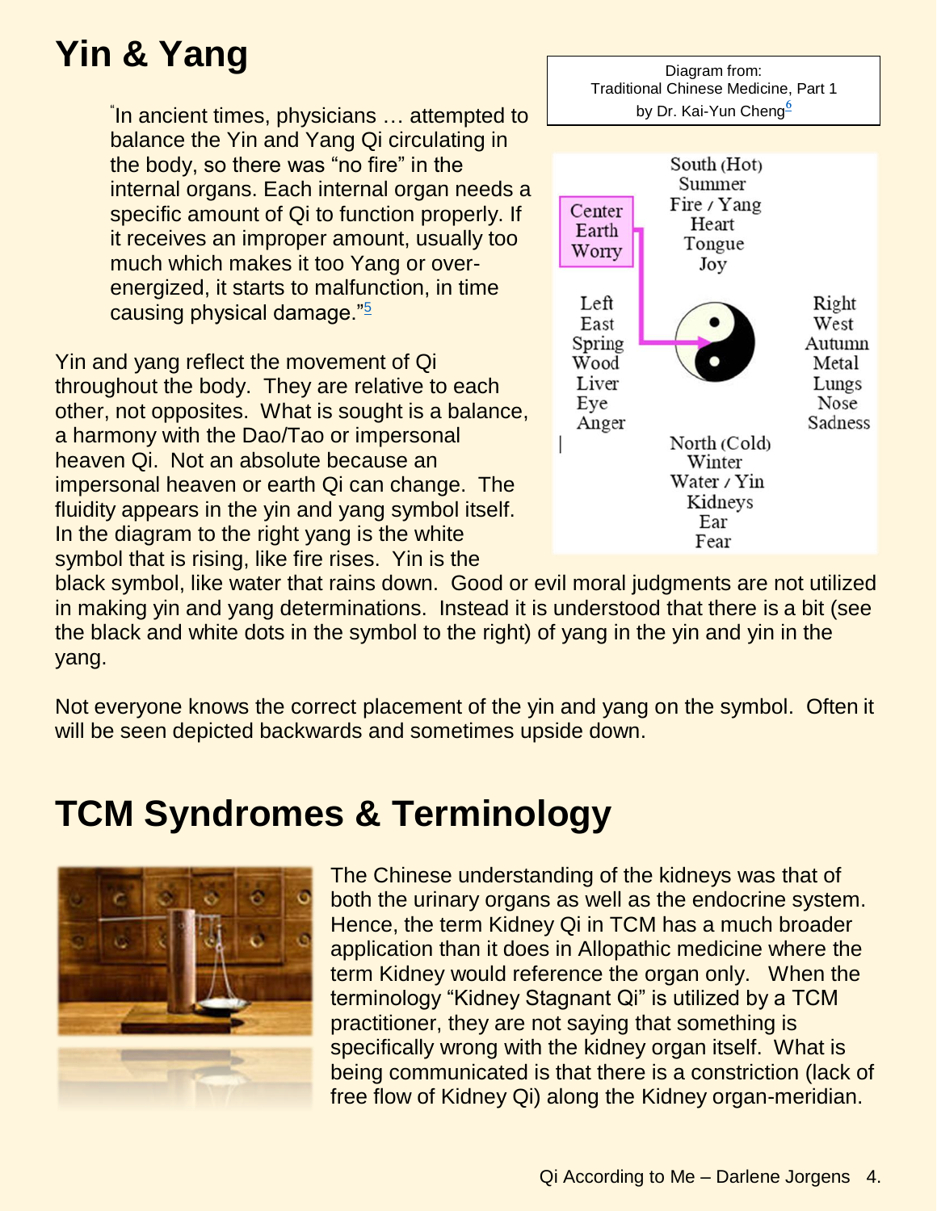# Yin & Yang

> "In ancient times, physicians … attempted to balance the Yin and Yang Qi circulating in the body, so there was "no fire" in the internal organs. Each internal organ needs a specific amount of Qi to function properly. If it receives an improper amount, usually too much which makes it too Yang or over-energized, it starts to malfunction, in time causing physical damage."[5]

Diagram from:
Traditional Chinese Medicine, Part 1
by Dr. Kai-Yun Cheng[6]

South (Hot)
Summer
Fire / Yang
Heart
Tongue
Joy

Center
Earth
Worry

Left
East
Spring
Wood
Liver
Eye
Anger

Right
West
Autumn
Metal
Lungs
Nose
Sadness

North (Cold)
Winter
Water / Yin
Kidneys
Ear
Fear

Yin and yang reflect the movement of Qi throughout the body. They are relative to each other, not opposites. What is sought is a balance, a harmony with the Dao/Tao or impersonal heaven Qi. Not an absolute because an impersonal heaven or earth Qi can change. The fluidity appears in the yin and yang symbol itself. In the diagram to the right yang is the white symbol that is rising, like fire rises. Yin is the black symbol, like water that rains down. Good or evil moral judgments are not utilized in making yin and yang determinations. Instead it is understood that there is a bit (see the black and white dots in the symbol to the right) of yang in the yin and yin in the yang.

Not everyone knows the correct placement of the yin and yang on the symbol. Often it will be seen depicted backwards and sometimes upside down.

# TCM Syndromes & Terminology

The Chinese understanding of the kidneys was that of both the urinary organs as well as the endocrine system. Hence, the term Kidney Qi in TCM has a much broader application than it does in Allopathic medicine where the term Kidney would reference the organ only. When the terminology "Kidney Stagnant Qi" is utilized by a TCM practitioner, they are not saying that something is specifically wrong with the kidney organ itself. What is being communicated is that there is a constriction (lack of free flow of Kidney Qi) along the Kidney organ-meridian.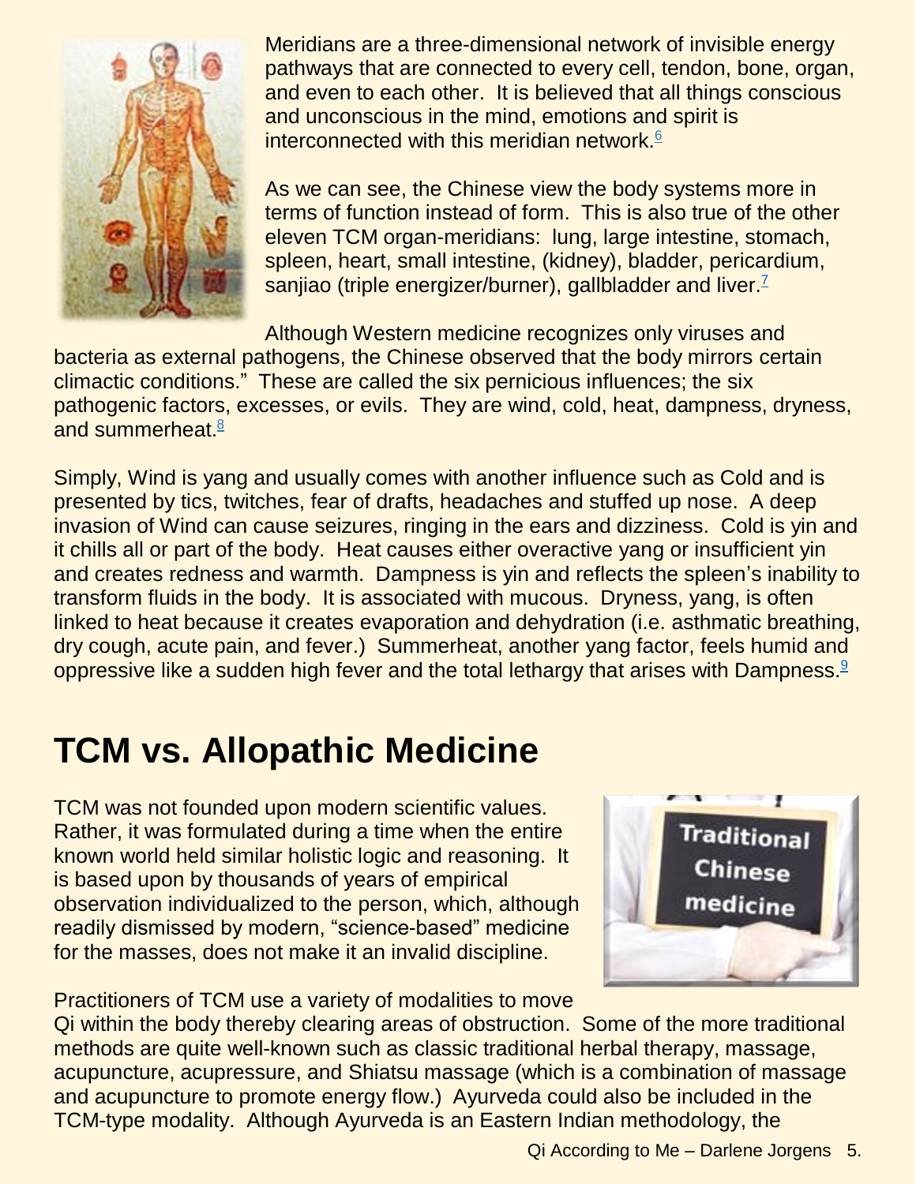Meridians are a three-dimensional network of invisible energy pathways that are connected to every cell, tendon, bone, organ, and even to each other. It is believed that all things conscious and unconscious in the mind, emotions and spirit is interconnected with this meridian network.[6]

As we can see, the Chinese view the body systems more in terms of function instead of form. This is also true of the other eleven TCM organ-meridians: lung, large intestine, stomach, spleen, heart, small intestine, (kidney), bladder, pericardium, sanjiao (triple energizer/burner), gallbladder and liver.[7]

Although Western medicine recognizes only viruses and bacteria as external pathogens, the Chinese observed that the body mirrors certain climactic conditions." These are called the six pernicious influences; the six pathogenic factors, excesses, or evils. They are wind, cold, heat, dampness, dryness, and summerheat.[8]

Simply, Wind is yang and usually comes with another influence such as Cold and is presented by tics, twitches, fear of drafts, headaches and stuffed up nose. A deep invasion of Wind can cause seizures, ringing in the ears and dizziness. Cold is yin and it chills all or part of the body. Heat causes either overactive yang or insufficient yin and creates redness and warmth. Dampness is yin and reflects the spleen's inability to transform fluids in the body. It is associated with mucous. Dryness, yang, is often linked to heat because it creates evaporation and dehydration (i.e. asthmatic breathing, dry cough, acute pain, and fever.) Summerheat, another yang factor, feels humid and oppressive like a sudden high fever and the total lethargy that arises with Dampness.[9]

# TCM vs. Allopathic Medicine

TCM was not founded upon modern scientific values. Rather, it was formulated during a time when the entire known world held similar holistic logic and reasoning. It is based upon by thousands of years of empirical observation individualized to the person, which, although readily dismissed by modern, "science-based" medicine for the masses, does not make it an invalid discipline.

Practitioners of TCM use a variety of modalities to move Qi within the body thereby clearing areas of obstruction. Some of the more traditional methods are quite well-known such as classic traditional herbal therapy, massage, acupuncture, acupressure, and Shiatsu massage (which is a combination of massage and acupuncture to promote energy flow.) Ayurveda could also be included in the TCM-type modality. Although Ayurveda is an Eastern Indian methodology, the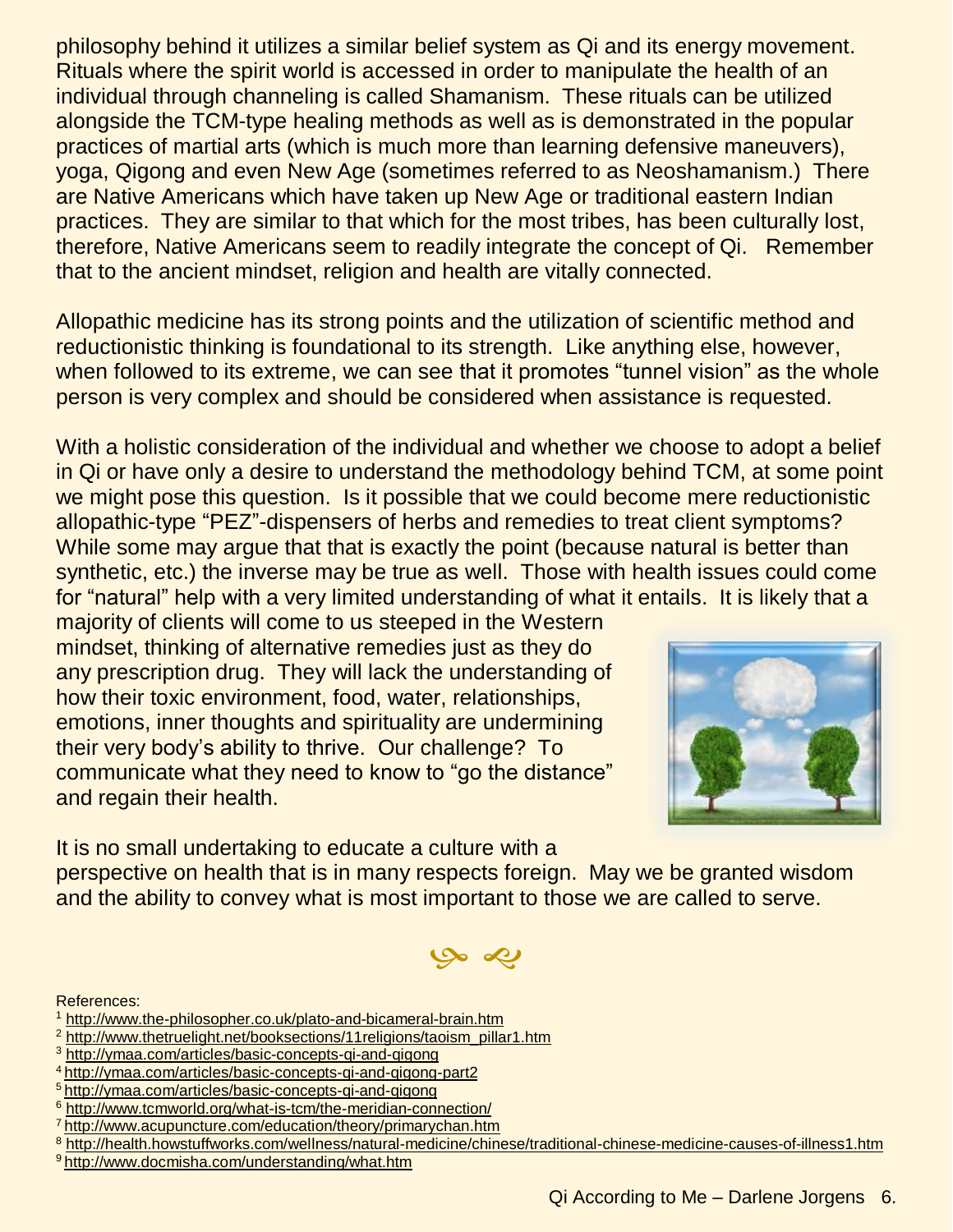philosophy behind it utilizes a similar belief system as Qi and its energy movement. Rituals where the spirit world is accessed in order to manipulate the health of an individual through channeling is called Shamanism. These rituals can be utilized alongside the TCM-type healing methods as well as is demonstrated in the popular practices of martial arts (which is much more than learning defensive maneuvers), yoga, Qigong and even New Age (sometimes referred to as Neoshamanism.) There are Native Americans which have taken up New Age or traditional eastern Indian practices. They are similar to that which for the most tribes, has been culturally lost, therefore, Native Americans seem to readily integrate the concept of Qi. Remember that to the ancient mindset, religion and health are vitally connected.

Allopathic medicine has its strong points and the utilization of scientific method and reductionistic thinking is foundational to its strength. Like anything else, however, when followed to its extreme, we can see that it promotes "tunnel vision" as the whole person is very complex and should be considered when assistance is requested.

With a holistic consideration of the individual and whether we choose to adopt a belief in Qi or have only a desire to understand the methodology behind TCM, at some point we might pose this question. Is it possible that we could become mere reductionistic allopathic-type "PEZ"-dispensers of herbs and remedies to treat client symptoms? While some may argue that that is exactly the point (because natural is better than synthetic, etc.) the inverse may be true as well. Those with health issues could come for "natural" help with a very limited understanding of what it entails. It is likely that a majority of clients will come to us steeped in the Western mindset, thinking of alternative remedies just as they do any prescription drug. They will lack the understanding of how their toxic environment, food, water, relationships, emotions, inner thoughts and spirituality are undermining their very body's ability to thrive. Our challenge? To communicate what they need to know to "go the distance" and regain their health.

It is no small undertaking to educate a culture with a perspective on health that is in many respects foreign. May we be granted wisdom and the ability to convey what is most important to those we are called to serve.

References:

[1] http://www.the-philosopher.co.uk/plato-and-bicameral-brain.htm
[2] http://www.thetruelight.net/booksections/11religions/taoism_pillar1.htm
[3] http://ymaa.com/articles/basic-concepts-qi-and-qigong
[4] http://ymaa.com/articles/basic-concepts-qi-and-qigong-part2
[5] http://ymaa.com/articles/basic-concepts-qi-and-qigong
[6] http://www.tcmworld.org/what-is-tcm/the-meridian-connection/
[7] http://www.acupuncture.com/education/theory/primarychan.htm
[8] http://health.howstuffworks.com/wellness/natural-medicine/chinese/traditional-chinese-medicine-causes-of-illness1.htm
[9] http://www.docmisha.com/understanding/what.htm